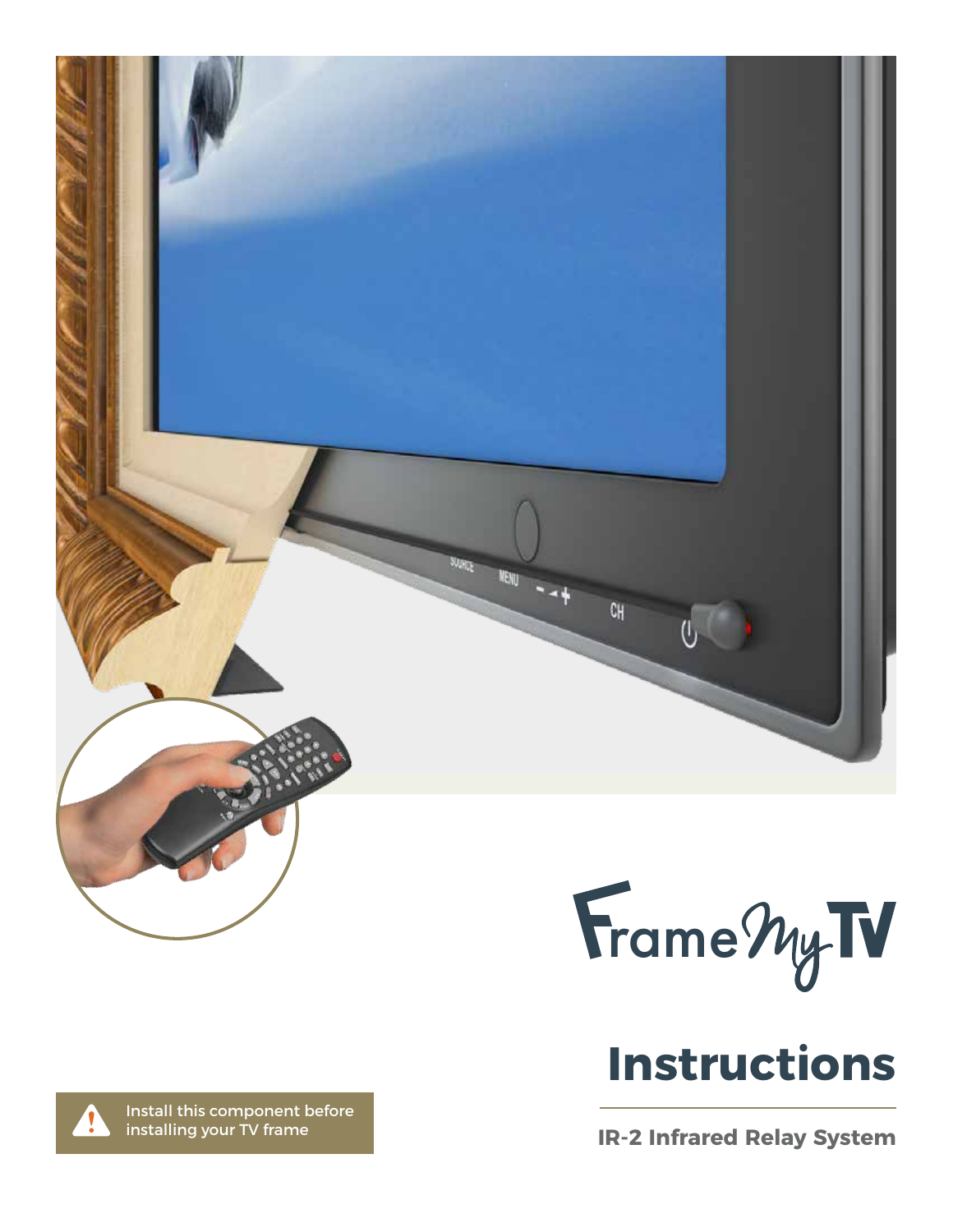FrameMyTV

# Instructions

**IR-2 Infrared Relay System**

Install this component before installing your TV frame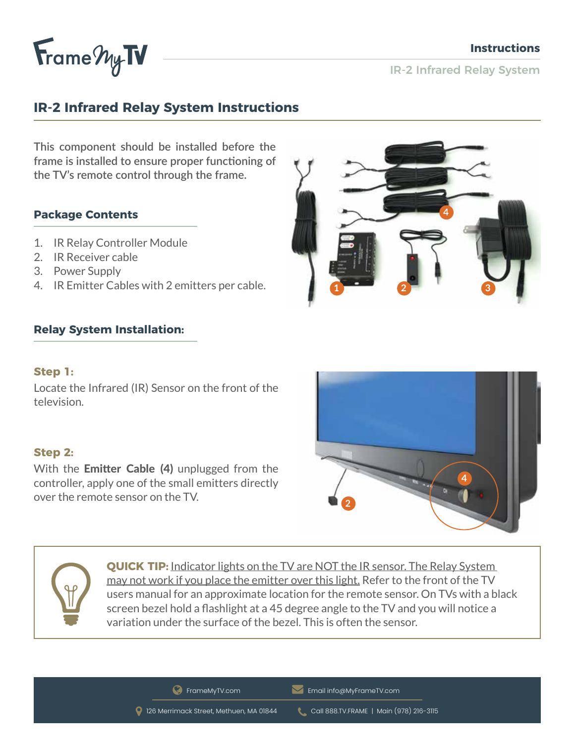## IR-2 Infrared Relay System Instructions

This component should be installed before the frame is installed to ensure proper functioning of the TV's remote control through the frame.

### Package Contents

1. IR Relay Controller Module
2. IR Receiver cable
3. Power Supply
4. IR Emitter Cables with 2 emitters per cable.

### Relay System Installation:

**Step 1:**

Locate the Infrared (IR) Sensor on the front of the television.

**Step 2:**

With the **Emitter Cable (4)** unplugged from the controller, apply one of the small emitters directly over the remote sensor on the TV.

**QUICK TIP:** Indicator lights on the TV are NOT the IR sensor. The Relay System may not work if you place the emitter over this light. Refer to the front of the TV users manual for an approximate location for the remote sensor. On TVs with a black screen bezel hold a flashlight at a 45 degree angle to the TV and you will notice a variation under the surface of the bezel. This is often the sensor.

FrameMyTV.com | Email info@MyFrameTV.com

126 Merrimack Street, Methuen, MA 01844 | Call 888.TV.FRAME | Main (978) 216-3115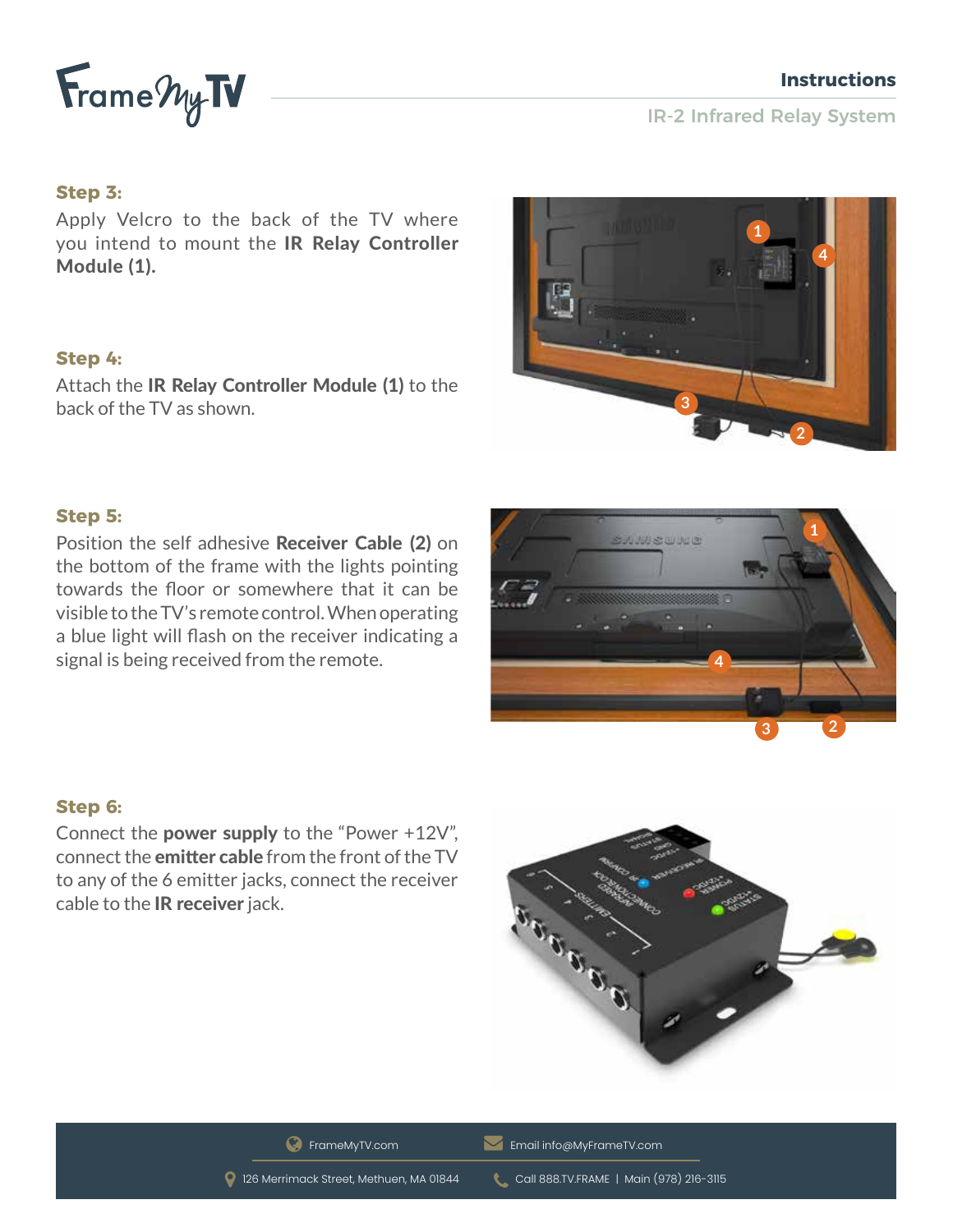### Step 3:

Apply Velcro to the back of the TV where you intend to mount the **IR Relay Controller Module (1).**

### Step 4:

Attach the **IR Relay Controller Module (1)** to the back of the TV as shown.

### Step 5:

Position the self adhesive **Receiver Cable (2)** on the bottom of the frame with the lights pointing towards the floor or somewhere that it can be visible to the TV's remote control. When operating a blue light will flash on the receiver indicating a signal is being received from the remote.

### Step 6:

Connect the **power supply** to the "Power +12V", connect the **emitter cable** from the front of the TV to any of the 6 emitter jacks, connect the receiver cable to the **IR receiver** jack.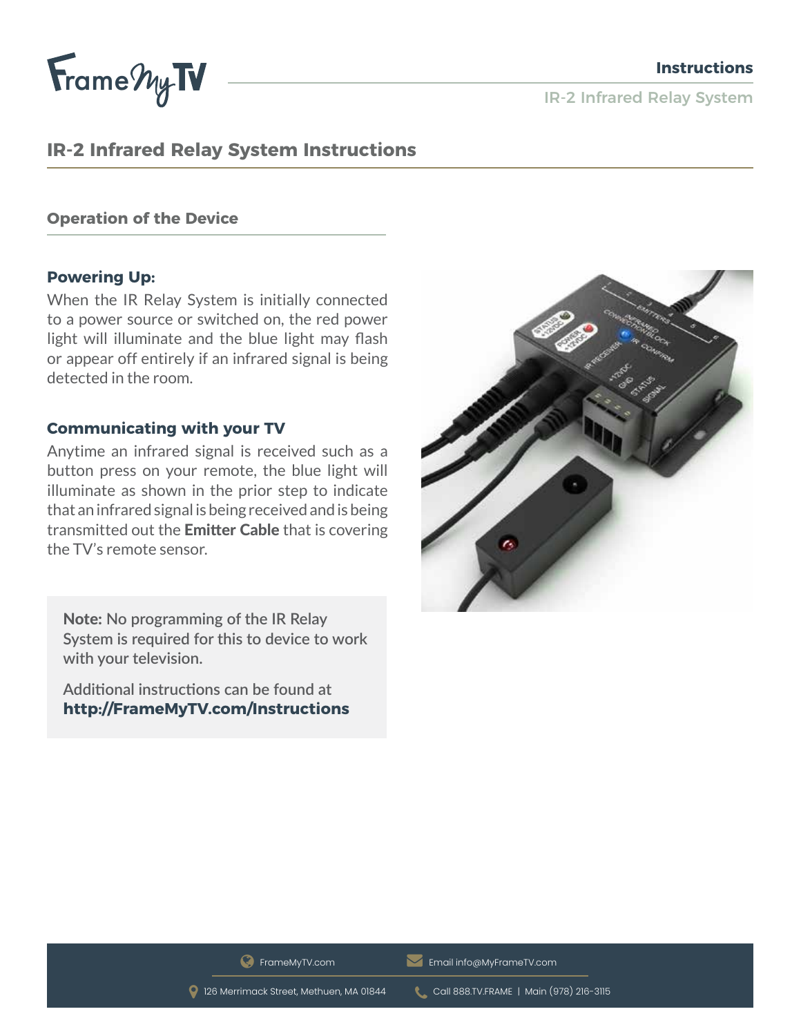# IR-2 Infrared Relay System Instructions

## Operation of the Device

### Powering Up:

When the IR Relay System is initially connected to a power source or switched on, the red power light will illuminate and the blue light may flash or appear off entirely if an infrared signal is being detected in the room.

### Communicating with your TV

Anytime an infrared signal is received such as a button press on your remote, the blue light will illuminate as shown in the prior step to indicate that an infrared signal is being received and is being transmitted out the **Emitter Cable** that is covering the TV's remote sensor.

**Note:** No programming of the IR Relay System is required for this to device to work with your television.

Additional instructions can be found at **http://FrameMyTV.com/Instructions**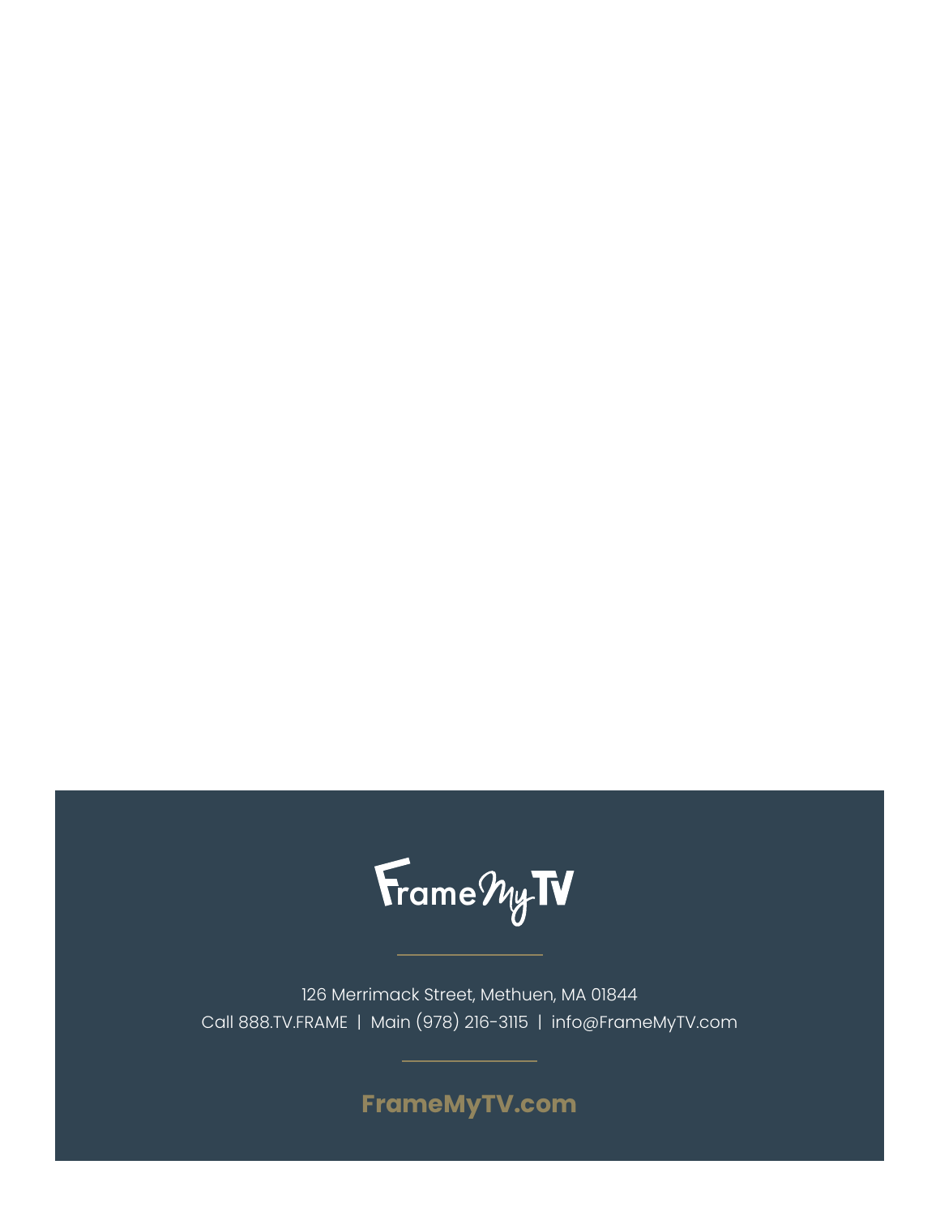FrameMyTV

126 Merrimack Street, Methuen, MA 01844
Call 888.TV.FRAME | Main (978) 216-3115 | info@FrameMyTV.com

**FrameMyTV.com**